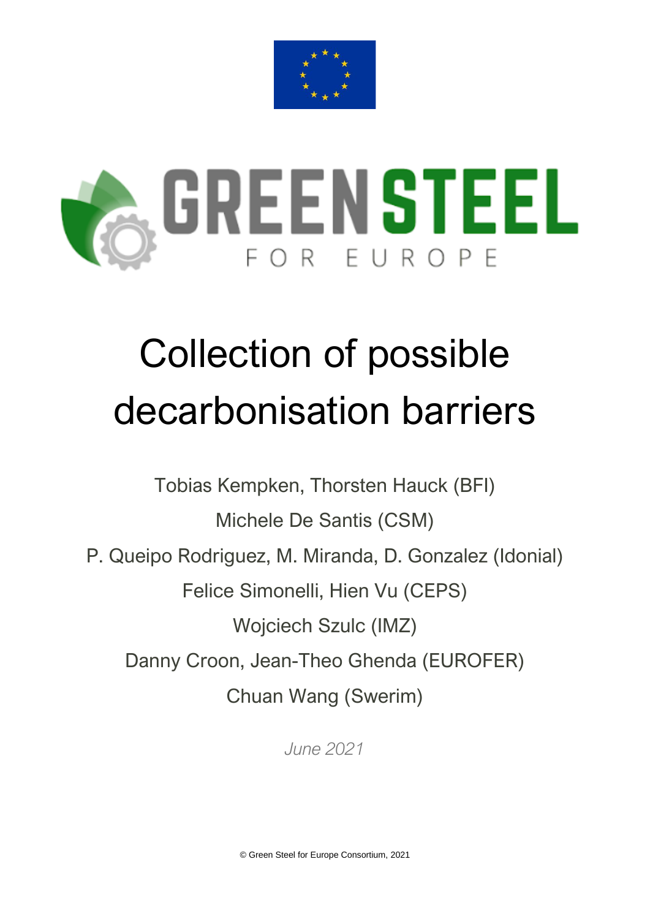GREEN STEEL

FOR EUROPE

# Collection of possible decarbonisation barriers

Tobias Kempken, Thorsten Hauck (BFI)

Michele De Santis (CSM)

P. Queipo Rodriguez, M. Miranda, D. Gonzalez (Idonial)

Felice Simonelli, Hien Vu (CEPS)

Wojciech Szulc (IMZ)

Danny Croon, Jean-Theo Ghenda (EUROFER)

Chuan Wang (Swerim)

*June 2021*

© Green Steel for Europe Consortium, 2021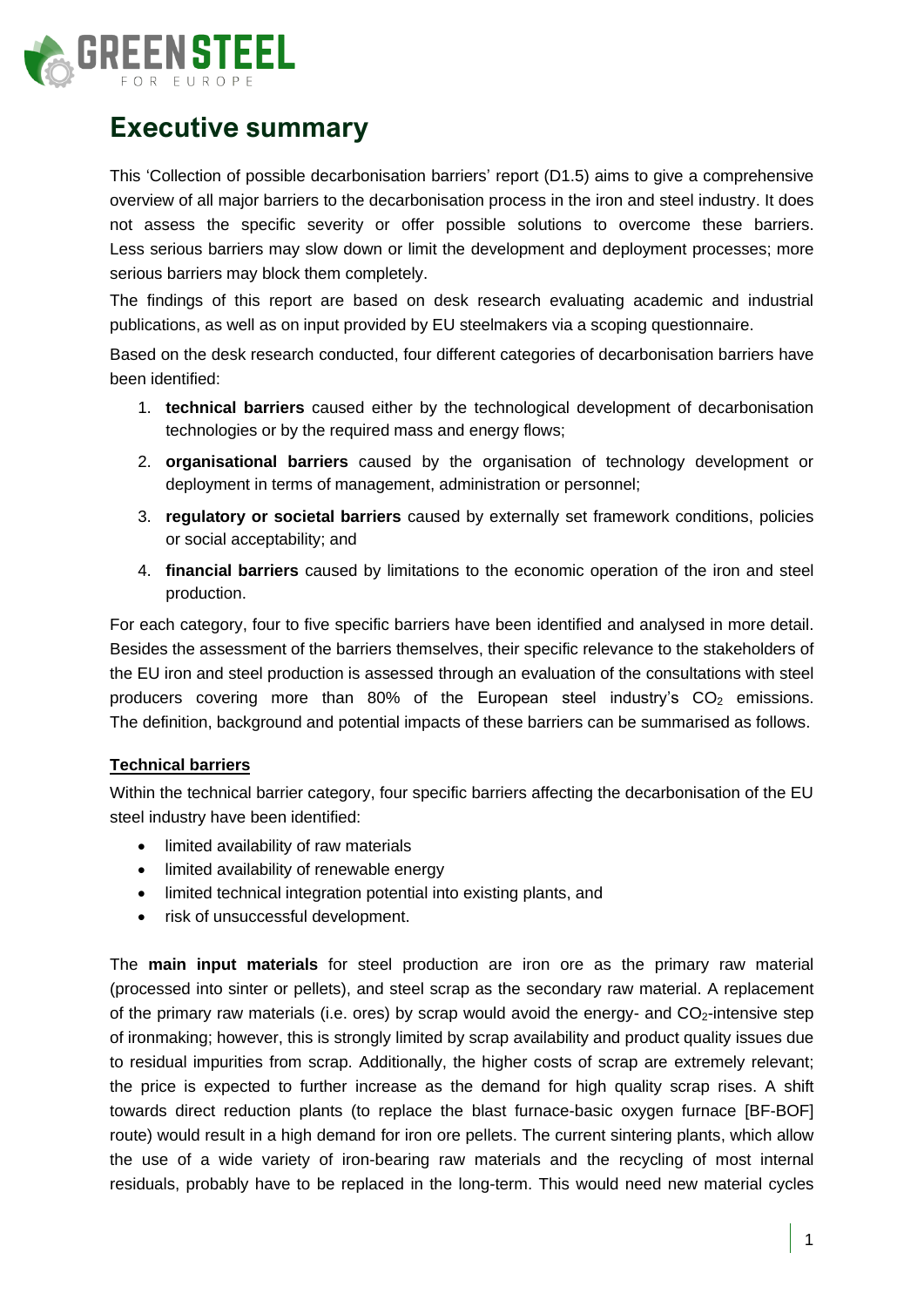# Executive summary

This 'Collection of possible decarbonisation barriers' report (D1.5) aims to give a comprehensive overview of all major barriers to the decarbonisation process in the iron and steel industry. It does not assess the specific severity or offer possible solutions to overcome these barriers. Less serious barriers may slow down or limit the development and deployment processes; more serious barriers may block them completely.

The findings of this report are based on desk research evaluating academic and industrial publications, as well as on input provided by EU steelmakers via a scoping questionnaire.

Based on the desk research conducted, four different categories of decarbonisation barriers have been identified:

1. **technical barriers** caused either by the technological development of decarbonisation technologies or by the required mass and energy flows;
2. **organisational barriers** caused by the organisation of technology development or deployment in terms of management, administration or personnel;
3. **regulatory or societal barriers** caused by externally set framework conditions, policies or social acceptability; and
4. **financial barriers** caused by limitations to the economic operation of the iron and steel production.

For each category, four to five specific barriers have been identified and analysed in more detail. Besides the assessment of the barriers themselves, their specific relevance to the stakeholders of the EU iron and steel production is assessed through an evaluation of the consultations with steel producers covering more than 80% of the European steel industry's $CO_2$ emissions. The definition, background and potential impacts of these barriers can be summarised as follows.

**Technical barriers**

Within the technical barrier category, four specific barriers affecting the decarbonisation of the EU steel industry have been identified:

- limited availability of raw materials
- limited availability of renewable energy
- limited technical integration potential into existing plants, and
- risk of unsuccessful development.

The **main input materials** for steel production are iron ore as the primary raw material (processed into sinter or pellets), and steel scrap as the secondary raw material. A replacement of the primary raw materials (i.e. ores) by scrap would avoid the energy- and $CO_2$-intensive step of ironmaking; however, this is strongly limited by scrap availability and product quality issues due to residual impurities from scrap. Additionally, the higher costs of scrap are extremely relevant; the price is expected to further increase as the demand for high quality scrap rises. A shift towards direct reduction plants (to replace the blast furnace-basic oxygen furnace [BF-BOF] route) would result in a high demand for iron ore pellets. The current sintering plants, which allow the use of a wide variety of iron-bearing raw materials and the recycling of most internal residuals, probably have to be replaced in the long-term. This would need new material cycles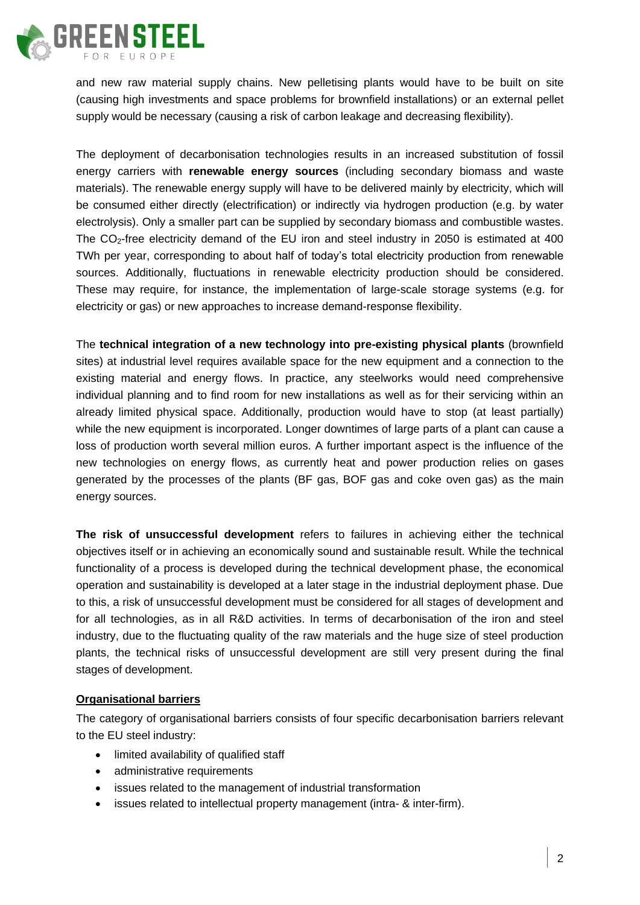and new raw material supply chains. New pelletising plants would have to be built on site (causing high investments and space problems for brownfield installations) or an external pellet supply would be necessary (causing a risk of carbon leakage and decreasing flexibility).

The deployment of decarbonisation technologies results in an increased substitution of fossil energy carriers with **renewable energy sources** (including secondary biomass and waste materials). The renewable energy supply will have to be delivered mainly by electricity, which will be consumed either directly (electrification) or indirectly via hydrogen production (e.g. by water electrolysis). Only a smaller part can be supplied by secondary biomass and combustible wastes. The $CO_2$-free electricity demand of the EU iron and steel industry in 2050 is estimated at 400 TWh per year, corresponding to about half of today's total electricity production from renewable sources. Additionally, fluctuations in renewable electricity production should be considered. These may require, for instance, the implementation of large-scale storage systems (e.g. for electricity or gas) or new approaches to increase demand-response flexibility.

The **technical integration of a new technology into pre-existing physical plants** (brownfield sites) at industrial level requires available space for the new equipment and a connection to the existing material and energy flows. In practice, any steelworks would need comprehensive individual planning and to find room for new installations as well as for their servicing within an already limited physical space. Additionally, production would have to stop (at least partially) while the new equipment is incorporated. Longer downtimes of large parts of a plant can cause a loss of production worth several million euros. A further important aspect is the influence of the new technologies on energy flows, as currently heat and power production relies on gases generated by the processes of the plants (BF gas, BOF gas and coke oven gas) as the main energy sources.

**The risk of unsuccessful development** refers to failures in achieving either the technical objectives itself or in achieving an economically sound and sustainable result. While the technical functionality of a process is developed during the technical development phase, the economical operation and sustainability is developed at a later stage in the industrial deployment phase. Due to this, a risk of unsuccessful development must be considered for all stages of development and for all technologies, as in all R&D activities. In terms of decarbonisation of the iron and steel industry, due to the fluctuating quality of the raw materials and the huge size of steel production plants, the technical risks of unsuccessful development are still very present during the final stages of development.

**Organisational barriers**

The category of organisational barriers consists of four specific decarbonisation barriers relevant to the EU steel industry:

- limited availability of qualified staff
- administrative requirements
- issues related to the management of industrial transformation
- issues related to intellectual property management (intra- & inter-firm).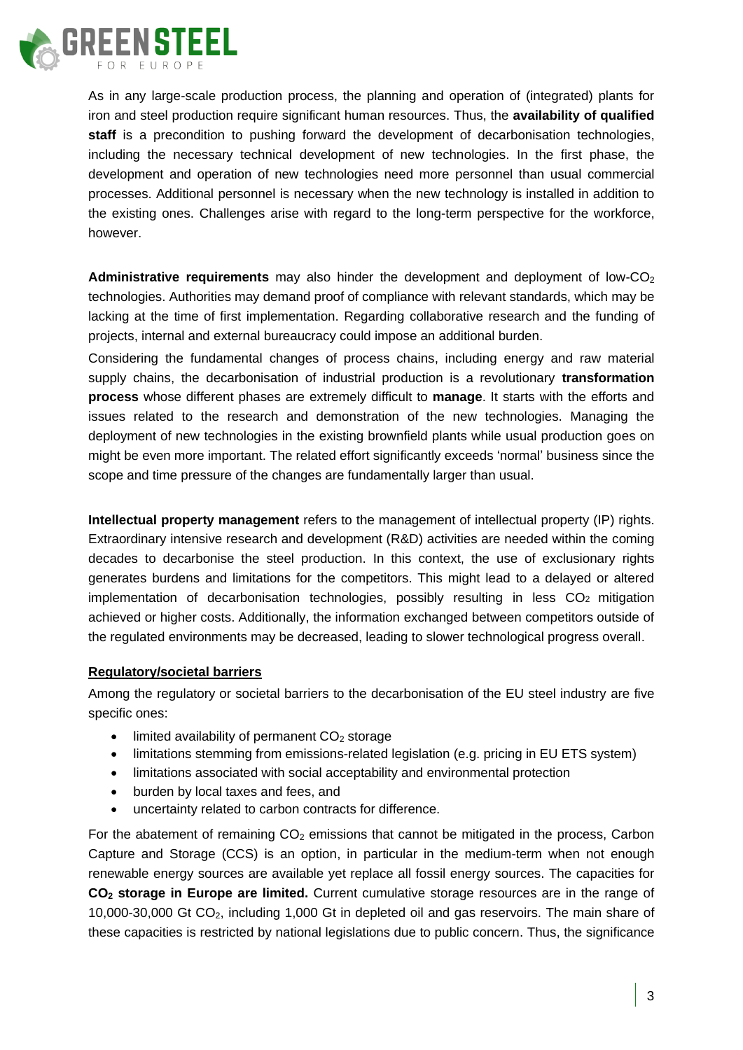As in any large-scale production process, the planning and operation of (integrated) plants for iron and steel production require significant human resources. Thus, the **availability of qualified staff** is a precondition to pushing forward the development of decarbonisation technologies, including the necessary technical development of new technologies. In the first phase, the development and operation of new technologies need more personnel than usual commercial processes. Additional personnel is necessary when the new technology is installed in addition to the existing ones. Challenges arise with regard to the long-term perspective for the workforce, however.

**Administrative requirements** may also hinder the development and deployment of low-$CO_2$ technologies. Authorities may demand proof of compliance with relevant standards, which may be lacking at the time of first implementation. Regarding collaborative research and the funding of projects, internal and external bureaucracy could impose an additional burden.

Considering the fundamental changes of process chains, including energy and raw material supply chains, the decarbonisation of industrial production is a revolutionary **transformation process** whose different phases are extremely difficult to **manage**. It starts with the efforts and issues related to the research and demonstration of the new technologies. Managing the deployment of new technologies in the existing brownfield plants while usual production goes on might be even more important. The related effort significantly exceeds 'normal' business since the scope and time pressure of the changes are fundamentally larger than usual.

**Intellectual property management** refers to the management of intellectual property (IP) rights. Extraordinary intensive research and development (R&D) activities are needed within the coming decades to decarbonise the steel production. In this context, the use of exclusionary rights generates burdens and limitations for the competitors. This might lead to a delayed or altered implementation of decarbonisation technologies, possibly resulting in less $CO_2$ mitigation achieved or higher costs. Additionally, the information exchanged between competitors outside of the regulated environments may be decreased, leading to slower technological progress overall.

**Regulatory/societal barriers**

Among the regulatory or societal barriers to the decarbonisation of the EU steel industry are five specific ones:

- limited availability of permanent $CO_2$ storage
- limitations stemming from emissions-related legislation (e.g. pricing in EU ETS system)
- limitations associated with social acceptability and environmental protection
- burden by local taxes and fees, and
- uncertainty related to carbon contracts for difference.

For the abatement of remaining $CO_2$ emissions that cannot be mitigated in the process, Carbon Capture and Storage (CCS) is an option, in particular in the medium-term when not enough renewable energy sources are available yet replace all fossil energy sources. The capacities for **$CO_2$ storage in Europe are limited.** Current cumulative storage resources are in the range of 10,000-30,000 Gt $CO_2$, including 1,000 Gt in depleted oil and gas reservoirs. The main share of these capacities is restricted by national legislations due to public concern. Thus, the significance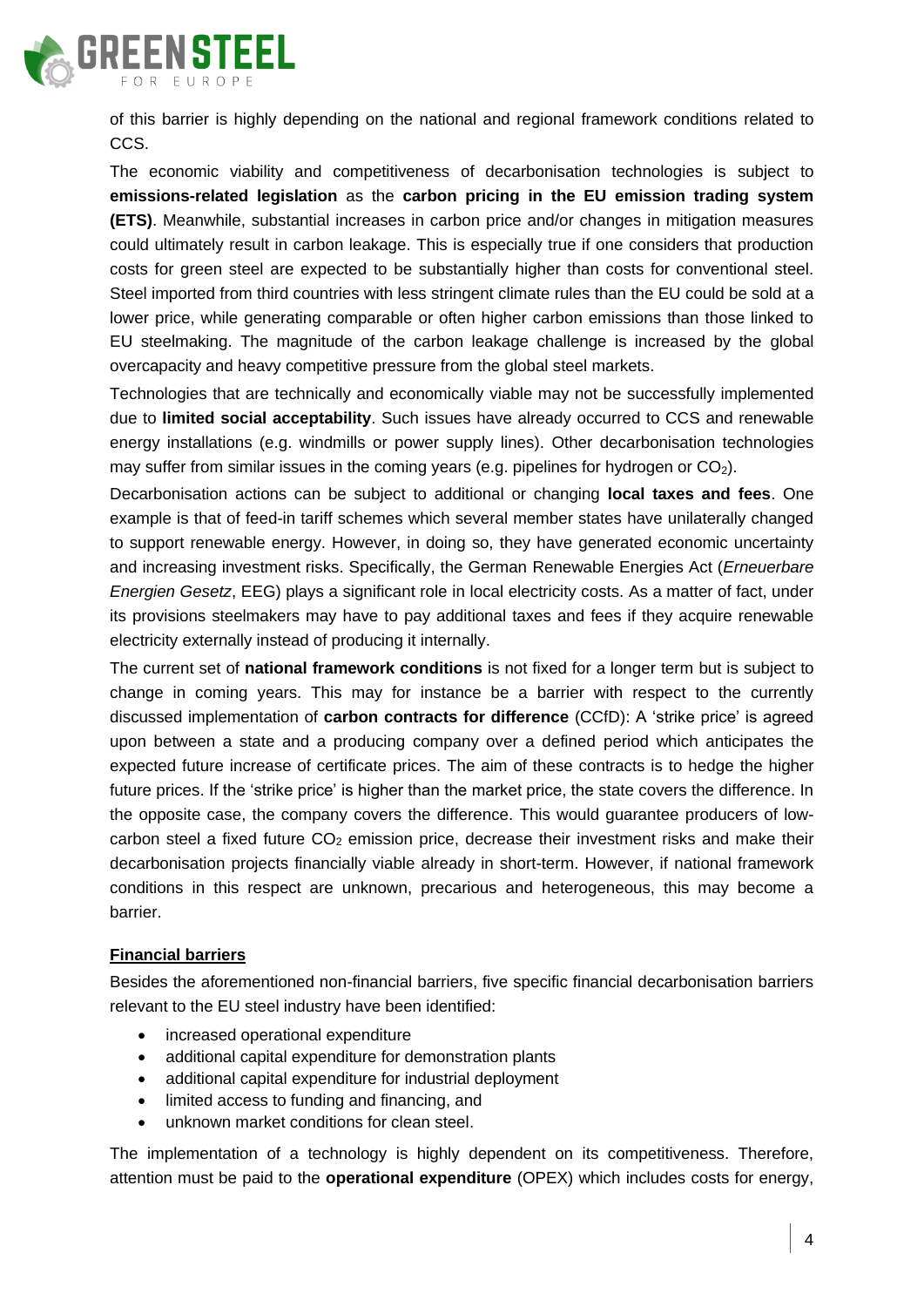of this barrier is highly depending on the national and regional framework conditions related to CCS.

The economic viability and competitiveness of decarbonisation technologies is subject to **emissions-related legislation** as the **carbon pricing in the EU emission trading system (ETS)**. Meanwhile, substantial increases in carbon price and/or changes in mitigation measures could ultimately result in carbon leakage. This is especially true if one considers that production costs for green steel are expected to be substantially higher than costs for conventional steel. Steel imported from third countries with less stringent climate rules than the EU could be sold at a lower price, while generating comparable or often higher carbon emissions than those linked to EU steelmaking. The magnitude of the carbon leakage challenge is increased by the global overcapacity and heavy competitive pressure from the global steel markets.

Technologies that are technically and economically viable may not be successfully implemented due to **limited social acceptability**. Such issues have already occurred to CCS and renewable energy installations (e.g. windmills or power supply lines). Other decarbonisation technologies may suffer from similar issues in the coming years (e.g. pipelines for hydrogen or $CO_2$).

Decarbonisation actions can be subject to additional or changing **local taxes and fees**. One example is that of feed-in tariff schemes which several member states have unilaterally changed to support renewable energy. However, in doing so, they have generated economic uncertainty and increasing investment risks. Specifically, the German Renewable Energies Act (*Erneuerbare Energien Gesetz*, EEG) plays a significant role in local electricity costs. As a matter of fact, under its provisions steelmakers may have to pay additional taxes and fees if they acquire renewable electricity externally instead of producing it internally.

The current set of **national framework conditions** is not fixed for a longer term but is subject to change in coming years. This may for instance be a barrier with respect to the currently discussed implementation of **carbon contracts for difference** (CCfD): A 'strike price' is agreed upon between a state and a producing company over a defined period which anticipates the expected future increase of certificate prices. The aim of these contracts is to hedge the higher future prices. If the 'strike price' is higher than the market price, the state covers the difference. In the opposite case, the company covers the difference. This would guarantee producers of low-carbon steel a fixed future $CO_2$ emission price, decrease their investment risks and make their decarbonisation projects financially viable already in short-term. However, if national framework conditions in this respect are unknown, precarious and heterogeneous, this may become a barrier.

## Financial barriers

Besides the aforementioned non-financial barriers, five specific financial decarbonisation barriers relevant to the EU steel industry have been identified:

- increased operational expenditure
- additional capital expenditure for demonstration plants
- additional capital expenditure for industrial deployment
- limited access to funding and financing, and
- unknown market conditions for clean steel.

The implementation of a technology is highly dependent on its competitiveness. Therefore, attention must be paid to the **operational expenditure** (OPEX) which includes costs for energy,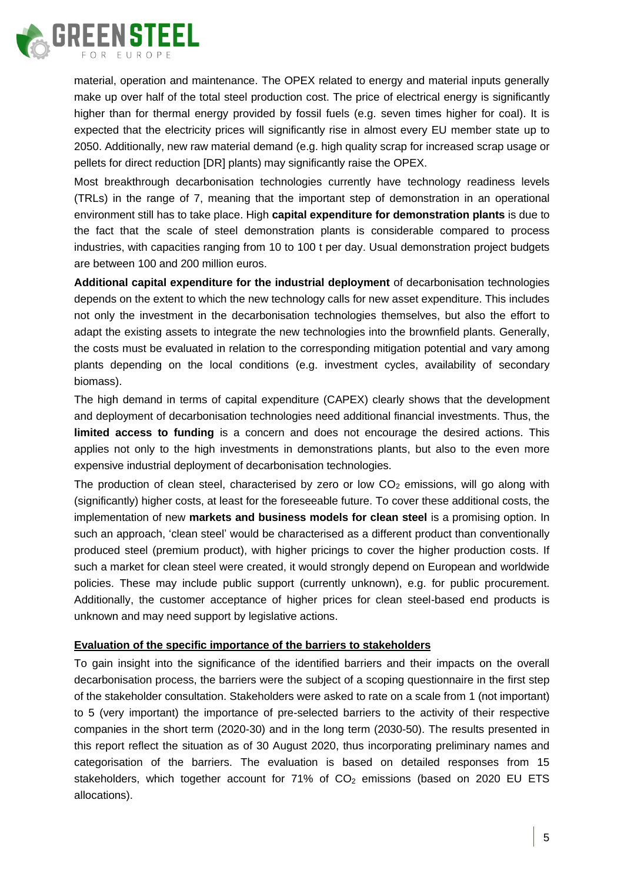material, operation and maintenance. The OPEX related to energy and material inputs generally make up over half of the total steel production cost. The price of electrical energy is significantly higher than for thermal energy provided by fossil fuels (e.g. seven times higher for coal). It is expected that the electricity prices will significantly rise in almost every EU member state up to 2050. Additionally, new raw material demand (e.g. high quality scrap for increased scrap usage or pellets for direct reduction [DR] plants) may significantly raise the OPEX.

Most breakthrough decarbonisation technologies currently have technology readiness levels (TRLs) in the range of 7, meaning that the important step of demonstration in an operational environment still has to take place. High **capital expenditure for demonstration plants** is due to the fact that the scale of steel demonstration plants is considerable compared to process industries, with capacities ranging from 10 to 100 t per day. Usual demonstration project budgets are between 100 and 200 million euros.

**Additional capital expenditure for the industrial deployment** of decarbonisation technologies depends on the extent to which the new technology calls for new asset expenditure. This includes not only the investment in the decarbonisation technologies themselves, but also the effort to adapt the existing assets to integrate the new technologies into the brownfield plants. Generally, the costs must be evaluated in relation to the corresponding mitigation potential and vary among plants depending on the local conditions (e.g. investment cycles, availability of secondary biomass).

The high demand in terms of capital expenditure (CAPEX) clearly shows that the development and deployment of decarbonisation technologies need additional financial investments. Thus, the **limited access to funding** is a concern and does not encourage the desired actions. This applies not only to the high investments in demonstrations plants, but also to the even more expensive industrial deployment of decarbonisation technologies.

The production of clean steel, characterised by zero or low $CO_2$ emissions, will go along with (significantly) higher costs, at least for the foreseeable future. To cover these additional costs, the implementation of new **markets and business models for clean steel** is a promising option. In such an approach, 'clean steel' would be characterised as a different product than conventionally produced steel (premium product), with higher pricings to cover the higher production costs. If such a market for clean steel were created, it would strongly depend on European and worldwide policies. These may include public support (currently unknown), e.g. for public procurement. Additionally, the customer acceptance of higher prices for clean steel-based end products is unknown and may need support by legislative actions.

**Evaluation of the specific importance of the barriers to stakeholders**

To gain insight into the significance of the identified barriers and their impacts on the overall decarbonisation process, the barriers were the subject of a scoping questionnaire in the first step of the stakeholder consultation. Stakeholders were asked to rate on a scale from 1 (not important) to 5 (very important) the importance of pre-selected barriers to the activity of their respective companies in the short term (2020-30) and in the long term (2030-50). The results presented in this report reflect the situation as of 30 August 2020, thus incorporating preliminary names and categorisation of the barriers. The evaluation is based on detailed responses from 15 stakeholders, which together account for 71% of $CO_2$ emissions (based on 2020 EU ETS allocations).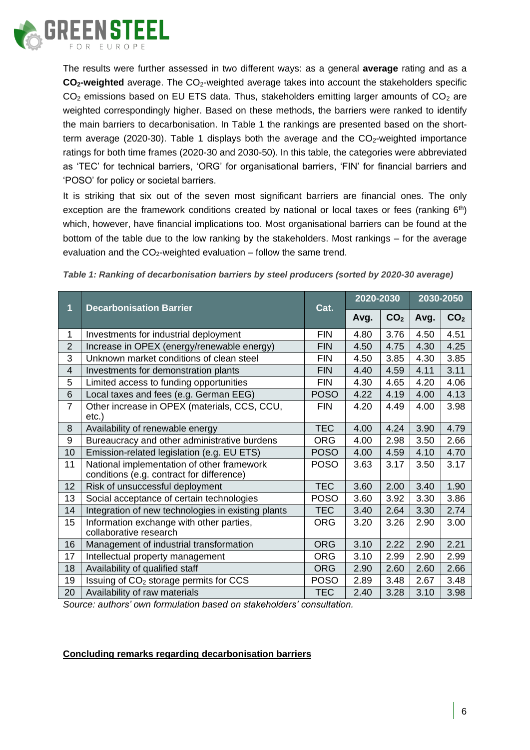The results were further assessed in two different ways: as a general **average** rating and as a **$CO_2$-weighted** average. The $CO_2$-weighted average takes into account the stakeholders specific $CO_2$ emissions based on EU ETS data. Thus, stakeholders emitting larger amounts of $CO_2$ are weighted correspondingly higher. Based on these methods, the barriers were ranked to identify the main barriers to decarbonisation. In Table 1 the rankings are presented based on the short-term average (2020-30). Table 1 displays both the average and the $CO_2$-weighted importance ratings for both time frames (2020-30 and 2030-50). In this table, the categories were abbreviated as 'TEC' for technical barriers, 'ORG' for organisational barriers, 'FIN' for financial barriers and 'POSO' for policy or societal barriers.

It is striking that six out of the seven most significant barriers are financial ones. The only exception are the framework conditions created by national or local taxes or fees (ranking 6th) which, however, have financial implications too. Most organisational barriers can be found at the bottom of the table due to the low ranking by the stakeholders. Most rankings – for the average evaluation and the $CO_2$-weighted evaluation – follow the same trend.

*Table 1: Ranking of decarbonisation barriers by steel producers (sorted by 2020-30 average)*

| 1 | Decarbonisation Barrier | Cat. | 2020-2030 | | 2030-2050 | |
|---|---|---|---|---|---|---|
| | | | Avg. | $CO_2$ | Avg. | $CO_2$ |
| 1 | Investments for industrial deployment | FIN | 4.80 | 3.76 | 4.50 | 4.51 |
| 2 | Increase in OPEX (energy/renewable energy) | FIN | 4.50 | 4.75 | 4.30 | 4.25 |
| 3 | Unknown market conditions of clean steel | FIN | 4.50 | 3.85 | 4.30 | 3.85 |
| 4 | Investments for demonstration plants | FIN | 4.40 | 4.59 | 4.11 | 3.11 |
| 5 | Limited access to funding opportunities | FIN | 4.30 | 4.65 | 4.20 | 4.06 |
| 6 | Local taxes and fees (e.g. German EEG) | POSO | 4.22 | 4.19 | 4.00 | 4.13 |
| 7 | Other increase in OPEX (materials, CCS, CCU, etc.) | FIN | 4.20 | 4.49 | 4.00 | 3.98 |
| 8 | Availability of renewable energy | TEC | 4.00 | 4.24 | 3.90 | 4.79 |
| 9 | Bureaucracy and other administrative burdens | ORG | 4.00 | 2.98 | 3.50 | 2.66 |
| 10 | Emission-related legislation (e.g. EU ETS) | POSO | 4.00 | 4.59 | 4.10 | 4.70 |
| 11 | National implementation of other framework conditions (e.g. contract for difference) | POSO | 3.63 | 3.17 | 3.50 | 3.17 |
| 12 | Risk of unsuccessful deployment | TEC | 3.60 | 2.00 | 3.40 | 1.90 |
| 13 | Social acceptance of certain technologies | POSO | 3.60 | 3.92 | 3.30 | 3.86 |
| 14 | Integration of new technologies in existing plants | TEC | 3.40 | 2.64 | 3.30 | 2.74 |
| 15 | Information exchange with other parties, collaborative research | ORG | 3.20 | 3.26 | 2.90 | 3.00 |
| 16 | Management of industrial transformation | ORG | 3.10 | 2.22 | 2.90 | 2.21 |
| 17 | Intellectual property management | ORG | 3.10 | 2.99 | 2.90 | 2.99 |
| 18 | Availability of qualified staff | ORG | 2.90 | 2.60 | 2.60 | 2.66 |
| 19 | Issuing of $CO_2$ storage permits for CCS | POSO | 2.89 | 3.48 | 2.67 | 3.48 |
| 20 | Availability of raw materials | TEC | 2.40 | 3.28 | 3.10 | 3.98 |

*Source: authors' own formulation based on stakeholders' consultation.*

**Concluding remarks regarding decarbonisation barriers**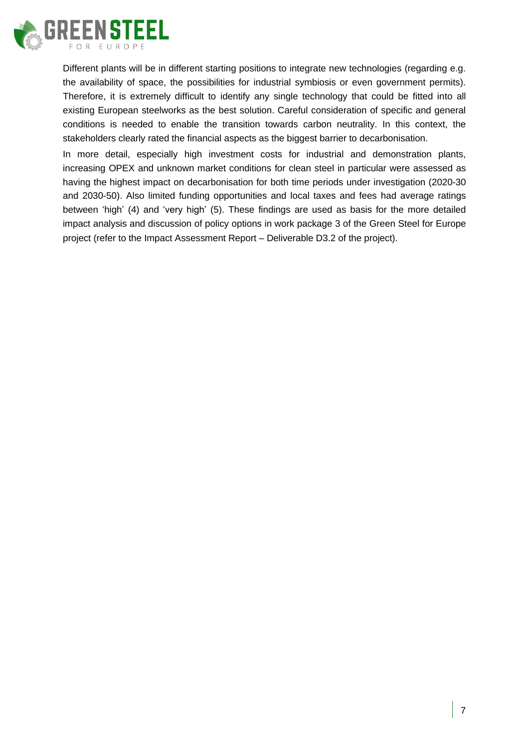Different plants will be in different starting positions to integrate new technologies (regarding e.g. the availability of space, the possibilities for industrial symbiosis or even government permits). Therefore, it is extremely difficult to identify any single technology that could be fitted into all existing European steelworks as the best solution. Careful consideration of specific and general conditions is needed to enable the transition towards carbon neutrality. In this context, the stakeholders clearly rated the financial aspects as the biggest barrier to decarbonisation.

In more detail, especially high investment costs for industrial and demonstration plants, increasing OPEX and unknown market conditions for clean steel in particular were assessed as having the highest impact on decarbonisation for both time periods under investigation (2020-30 and 2030-50). Also limited funding opportunities and local taxes and fees had average ratings between 'high' (4) and 'very high' (5). These findings are used as basis for the more detailed impact analysis and discussion of policy options in work package 3 of the Green Steel for Europe project (refer to the Impact Assessment Report – Deliverable D3.2 of the project).